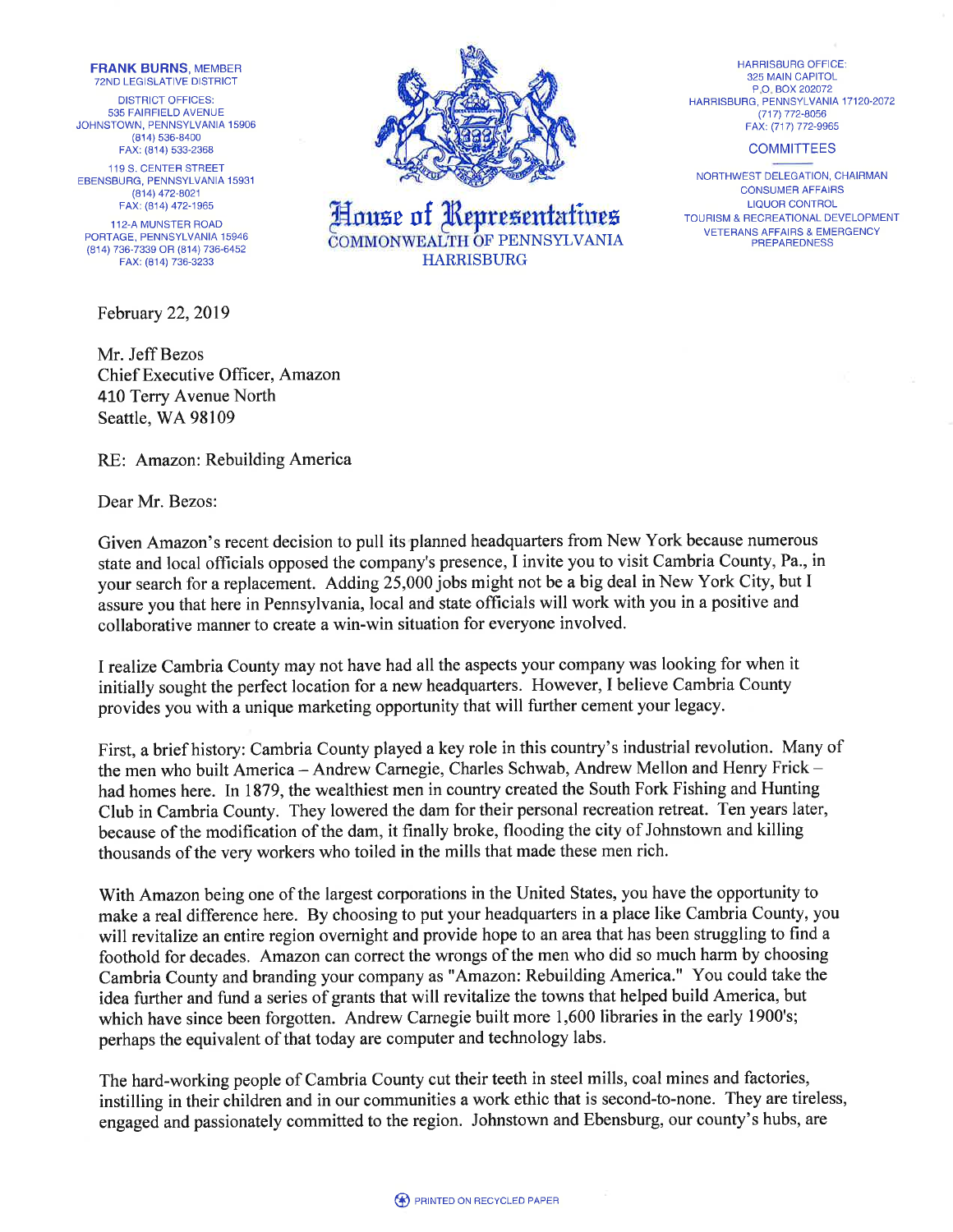**FRANK BURNS**, MEMBER
72ND LEGISLATIVE DISTRICT

DISTRICT OFFICES:
535 FAIRFIELD AVENUE
JOHNSTOWN, PENNSYLVANIA 15906
(814) 536-8400
FAX: (814) 533-2368

119 S. CENTER STREET
EBENSBURG, PENNSYLVANIA 15931
(814) 472-8021
FAX: (814) 472-1965

112-A MUNSTER ROAD
PORTAGE, PENNSYLVANIA 15946
(814) 736-7339 OR (814) 736-6452
FAX: (814) 736-3233

# House of Representatives

COMMONWEALTH OF PENNSYLVANIA
HARRISBURG

HARRISBURG OFFICE:
325 MAIN CAPITOL
P.O. BOX 202072
HARRISBURG, PENNSYLVANIA 17120-2072
(717) 772-8056
FAX: (717) 772-9965

COMMITTEES

NORTHWEST DELEGATION, CHAIRMAN
CONSUMER AFFAIRS
LIQUOR CONTROL
TOURISM & RECREATIONAL DEVELOPMENT
VETERANS AFFAIRS & EMERGENCY PREPAREDNESS

February 22, 2019

Mr. Jeff Bezos
Chief Executive Officer, Amazon
410 Terry Avenue North
Seattle, WA 98109

RE: Amazon: Rebuilding America

Dear Mr. Bezos:

Given Amazon's recent decision to pull its planned headquarters from New York because numerous state and local officials opposed the company's presence, I invite you to visit Cambria County, Pa., in your search for a replacement. Adding 25,000 jobs might not be a big deal in New York City, but I assure you that here in Pennsylvania, local and state officials will work with you in a positive and collaborative manner to create a win-win situation for everyone involved.

I realize Cambria County may not have had all the aspects your company was looking for when it initially sought the perfect location for a new headquarters. However, I believe Cambria County provides you with a unique marketing opportunity that will further cement your legacy.

First, a brief history: Cambria County played a key role in this country's industrial revolution. Many of the men who built America – Andrew Carnegie, Charles Schwab, Andrew Mellon and Henry Frick – had homes here. In 1879, the wealthiest men in country created the South Fork Fishing and Hunting Club in Cambria County. They lowered the dam for their personal recreation retreat. Ten years later, because of the modification of the dam, it finally broke, flooding the city of Johnstown and killing thousands of the very workers who toiled in the mills that made these men rich.

With Amazon being one of the largest corporations in the United States, you have the opportunity to make a real difference here. By choosing to put your headquarters in a place like Cambria County, you will revitalize an entire region overnight and provide hope to an area that has been struggling to find a foothold for decades. Amazon can correct the wrongs of the men who did so much harm by choosing Cambria County and branding your company as "Amazon: Rebuilding America." You could take the idea further and fund a series of grants that will revitalize the towns that helped build America, but which have since been forgotten. Andrew Carnegie built more 1,600 libraries in the early 1900's; perhaps the equivalent of that today are computer and technology labs.

The hard-working people of Cambria County cut their teeth in steel mills, coal mines and factories, instilling in their children and in our communities a work ethic that is second-to-none. They are tireless, engaged and passionately committed to the region. Johnstown and Ebensburg, our county's hubs, are

PRINTED ON RECYCLED PAPER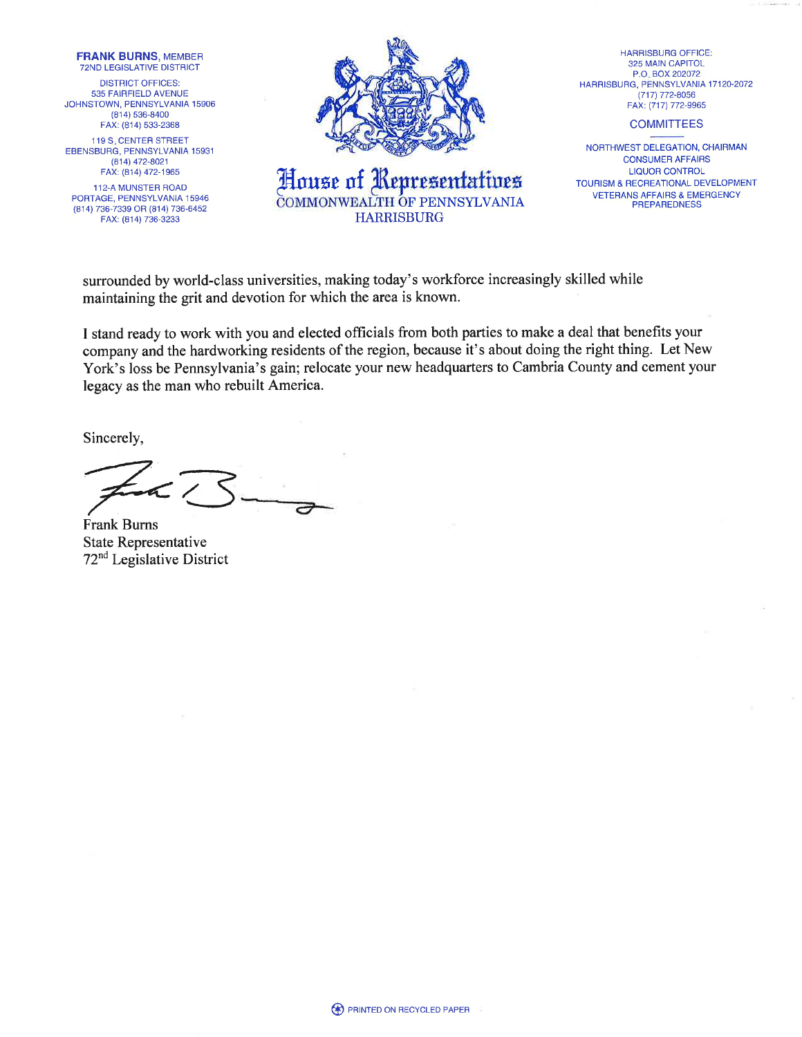**FRANK BURNS**, MEMBER
72ND LEGISLATIVE DISTRICT

DISTRICT OFFICES:
535 FAIRFIELD AVENUE
JOHNSTOWN, PENNSYLVANIA 15906
(814) 536-8400
FAX: (814) 533-2368

119 S. CENTER STREET
EBENSBURG, PENNSYLVANIA 15931
(814) 472-8021
FAX: (814) 472-1965

112-A MUNSTER ROAD
PORTAGE, PENNSYLVANIA 15946
(814) 736-7339 OR (814) 736-6452
FAX: (814) 736-3233

# House of Representatives

COMMONWEALTH OF PENNSYLVANIA
HARRISBURG

HARRISBURG OFFICE:
325 MAIN CAPITOL
P.O. BOX 202072
HARRISBURG, PENNSYLVANIA 17120-2072
(717) 772-8056
FAX: (717) 772-9965

COMMITTEES

NORTHWEST DELEGATION, CHAIRMAN
CONSUMER AFFAIRS
LIQUOR CONTROL
TOURISM & RECREATIONAL DEVELOPMENT
VETERANS AFFAIRS & EMERGENCY PREPAREDNESS

surrounded by world-class universities, making today's workforce increasingly skilled while maintaining the grit and devotion for which the area is known.

I stand ready to work with you and elected officials from both parties to make a deal that benefits your company and the hardworking residents of the region, because it's about doing the right thing. Let New York's loss be Pennsylvania's gain; relocate your new headquarters to Cambria County and cement your legacy as the man who rebuilt America.

Sincerely,

Frank Burns
State Representative
72nd Legislative District

PRINTED ON RECYCLED PAPER